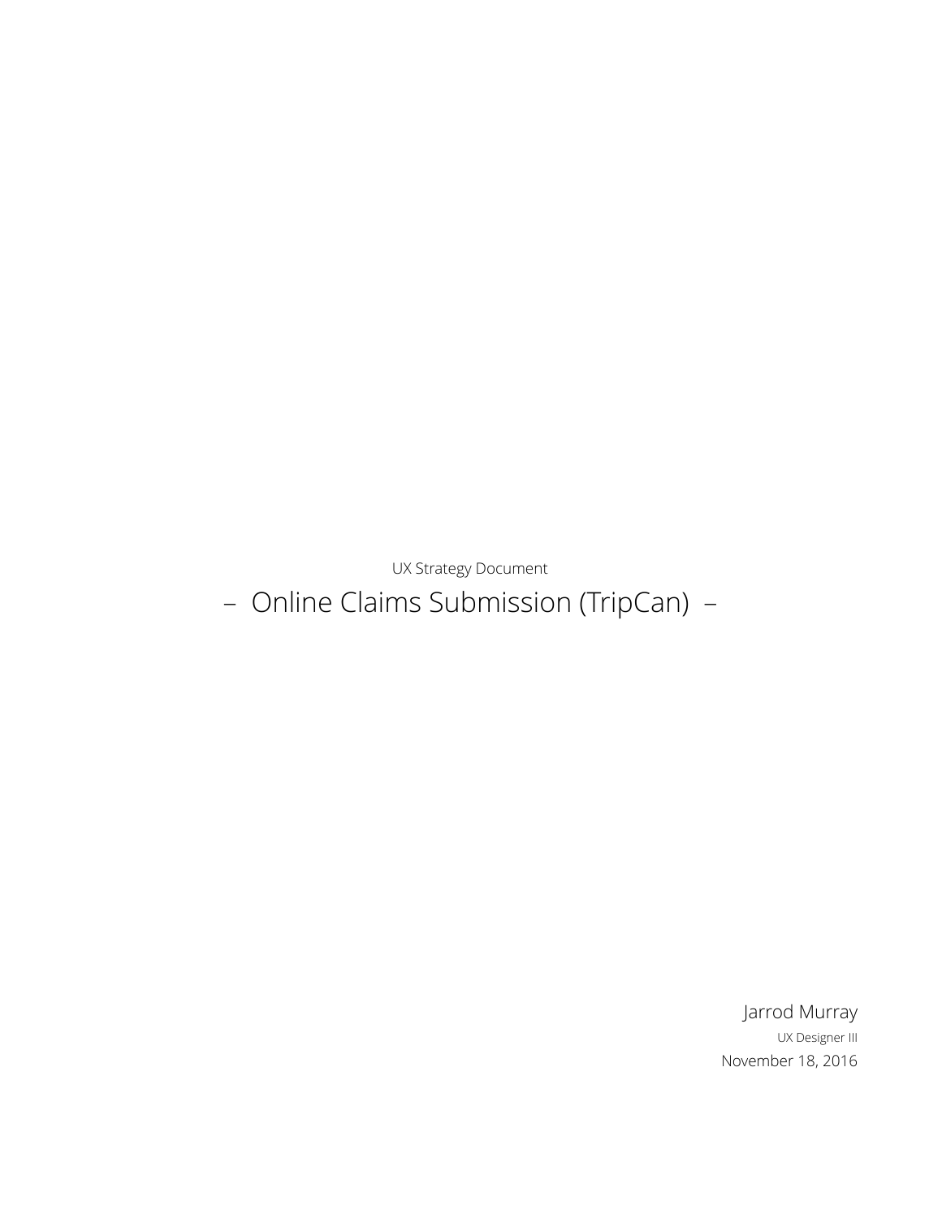UX Strategy Document

# – Online Claims Submission (TripCan) –

Jarrod Murray

UX Designer III

November 18, 2016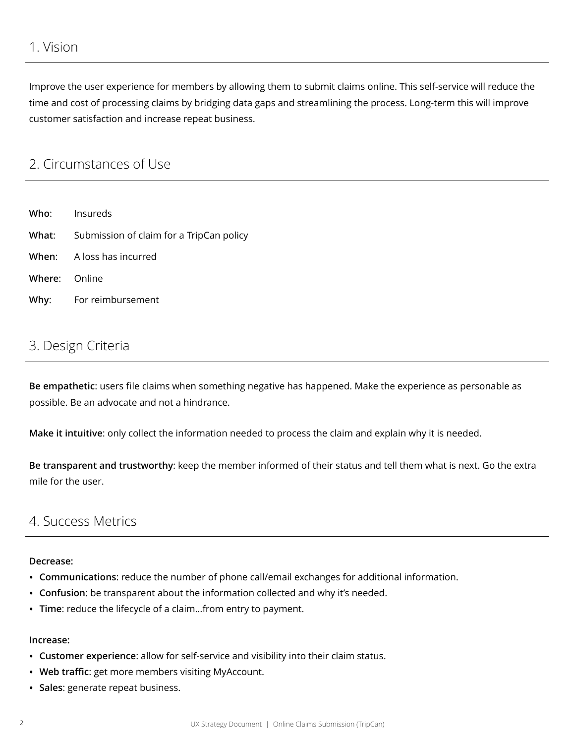## 1. Vision

Improve the user experience for members by allowing them to submit claims online. This self-service will reduce the time and cost of processing claims by bridging data gaps and streamlining the process. Long-term this will improve customer satisfaction and increase repeat business.

## 2. Circumstances of Use

**Who**: Insureds

**What**: Submission of claim for a TripCan policy

**When**: A loss has incurred

**Where**: Online

**Why**: For reimbursement

## 3. Design Criteria

**Be empathetic**: users file claims when something negative has happened. Make the experience as personable as possible. Be an advocate and not a hindrance.

**Make it intuitive**: only collect the information needed to process the claim and explain why it is needed.

**Be transparent and trustworthy**: keep the member informed of their status and tell them what is next. Go the extra mile for the user.

## 4. Success Metrics

**Decrease:**

- **Communications**: reduce the number of phone call/email exchanges for additional information.
- **Confusion**: be transparent about the information collected and why it's needed.
- **Time**: reduce the lifecycle of a claim...from entry to payment.

**Increase:**

- **Customer experience**: allow for self-service and visibility into their claim status.
- **Web traffic**: get more members visiting MyAccount.
- **Sales**: generate repeat business.